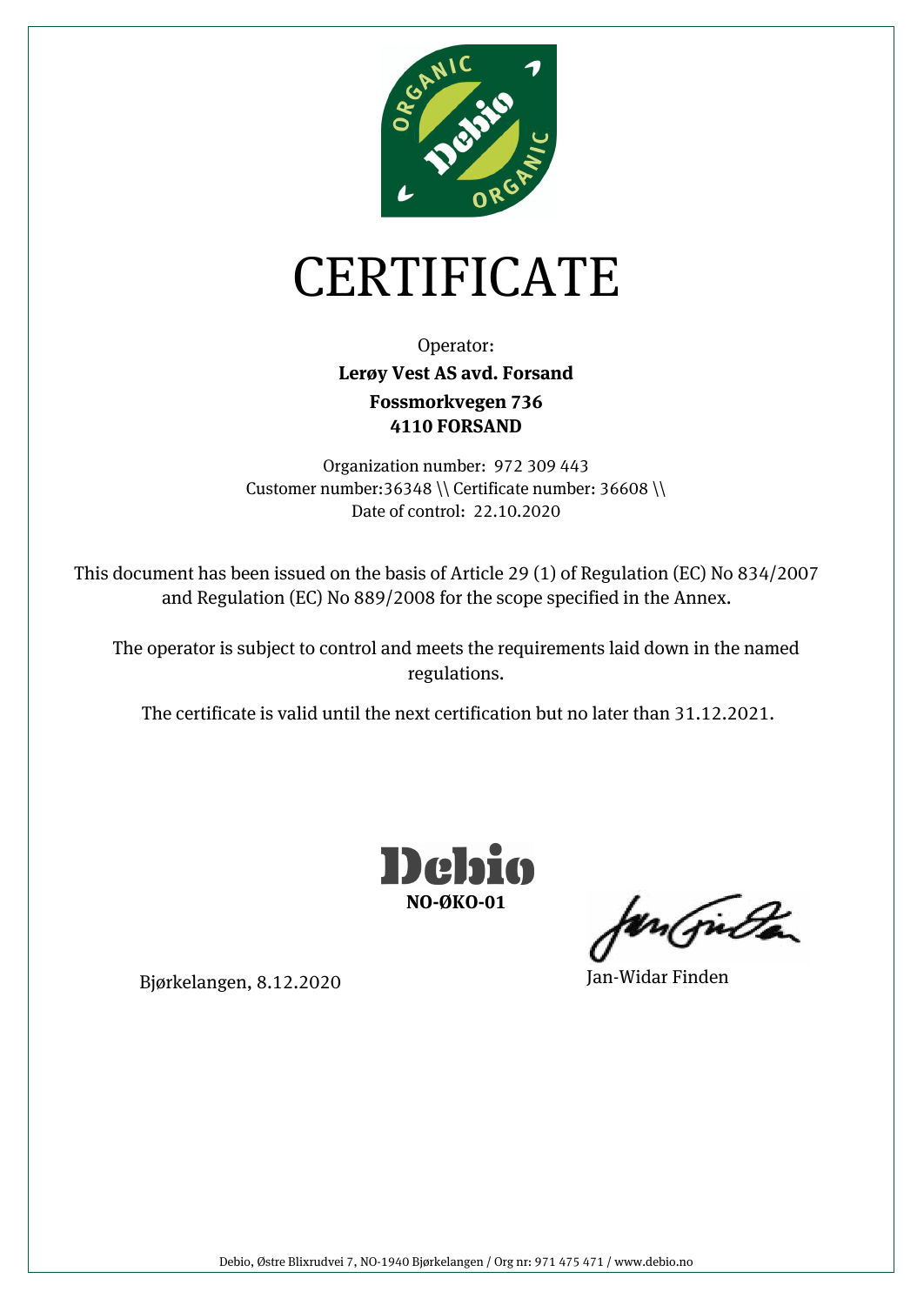# CERTIFICATE

Operator:

**Lerøy Vest AS avd. Forsand**

**Fossmorkvegen 736**

**4110 FORSAND**

Organization number: 972 309 443

Customer number:36348 \\ Certificate number: 36608 \\

Date of control: 22.10.2020

This document has been issued on the basis of Article 29 (1) of Regulation (EC) No 834/2007 and Regulation (EC) No 889/2008 for the scope specified in the Annex.

The operator is subject to control and meets the requirements laid down in the named regulations.

The certificate is valid until the next certification but no later than 31.12.2021.

Debio

**NO-ØKO-01**

Bjørkelangen, 8.12.2020

Jan-Widar Finden

Debio, Østre Blixrudvei 7, NO-1940 Bjørkelangen / Org nr: 971 475 471 / www.debio.no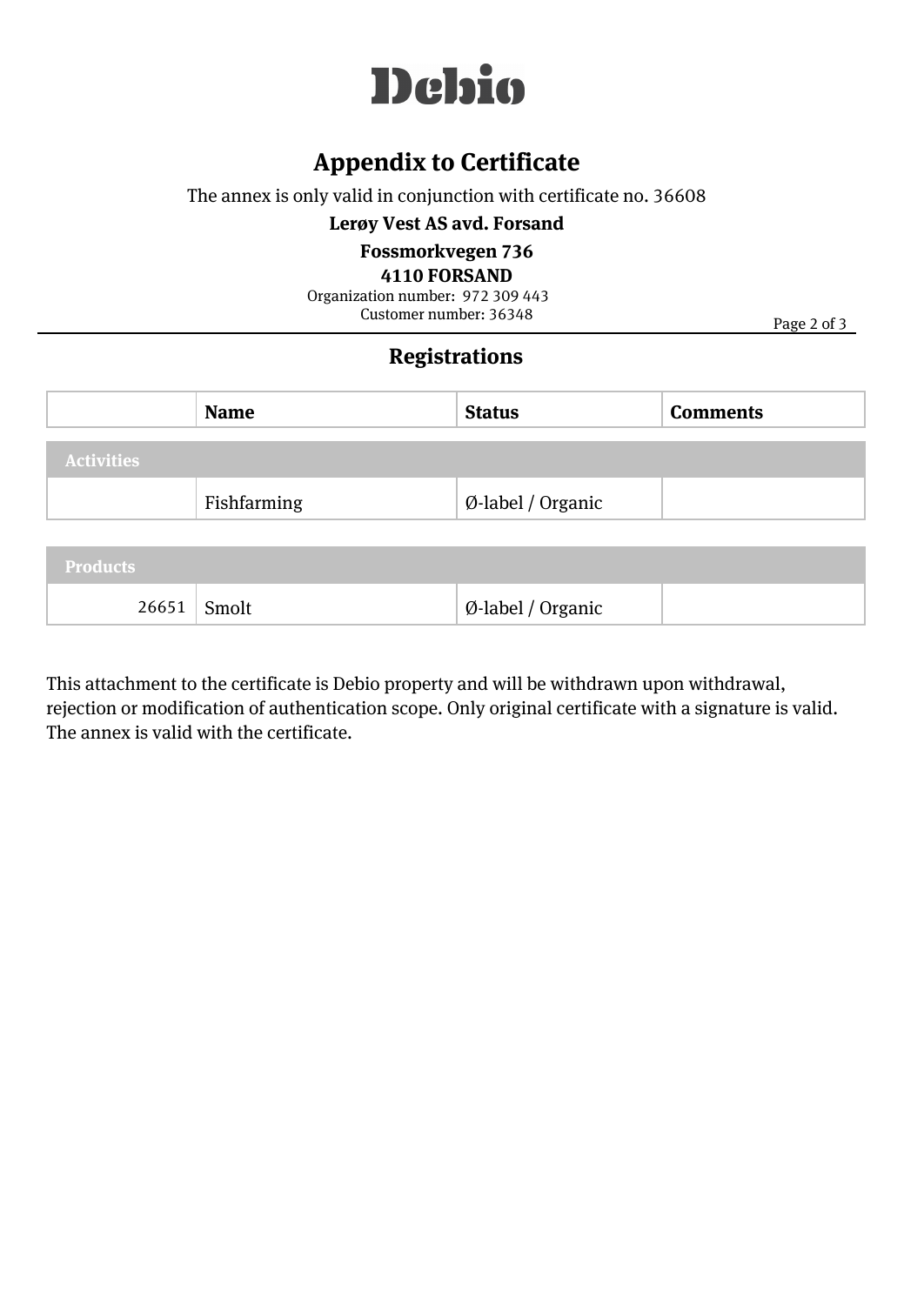# Debio

## Appendix to Certificate

The annex is only valid in conjunction with certificate no. 36608

**Lerøy Vest AS avd. Forsand**

**Fossmorkvegen 736**

**4110 FORSAND**

Organization number: 972 309 443

Customer number: 36348

## Registrations

| | Name | Status | Comments |
|---|---|---|---|
| **Activities** | | | |
| | Fishfarming | Ø-label / Organic | |
| **Products** | | | |
| 26651 | Smolt | Ø-label / Organic | |

This attachment to the certificate is Debio property and will be withdrawn upon withdrawal, rejection or modification of authentication scope. Only original certificate with a signature is valid. The annex is valid with the certificate.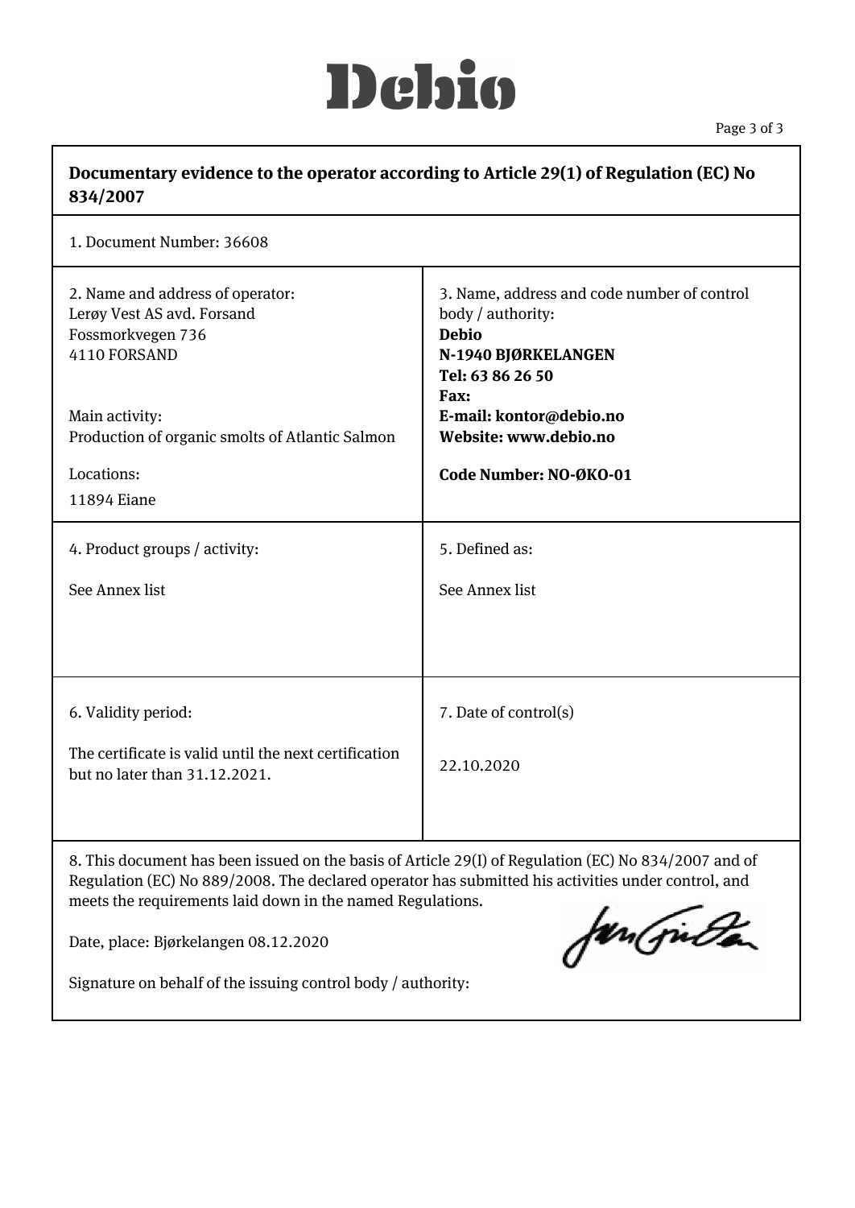# Debio

**Documentary evidence to the operator according to Article 29(1) of Regulation (EC) No 834/2007**

1. Document Number: 36608

| | |
|---|---|
| 2. Name and address of operator:<br>Lerøy Vest AS avd. Forsand<br>Fossmorkvegen 736<br>4110 FORSAND<br><br>Main activity:<br>Production of organic smolts of Atlantic Salmon<br><br>Locations:<br>11894 Eiane | 3. Name, address and code number of control body / authority:<br>**Debio**<br>**N-1940 BJØRKELANGEN**<br>**Tel: 63 86 26 50**<br>**Fax:**<br>**E-mail: kontor@debio.no**<br>**Website: www.debio.no**<br><br>**Code Number: NO-ØKO-01** |
| 4. Product groups / activity:<br><br>See Annex list | 5. Defined as:<br><br>See Annex list |
| 6. Validity period:<br><br>The certificate is valid until the next certification but no later than 31.12.2021. | 7. Date of control(s)<br><br>22.10.2020 |

8. This document has been issued on the basis of Article 29(I) of Regulation (EC) No 834/2007 and of Regulation (EC) No 889/2008. The declared operator has submitted his activities under control, and meets the requirements laid down in the named Regulations.

Date, place: Bjørkelangen 08.12.2020

Signature on behalf of the issuing control body / authority: